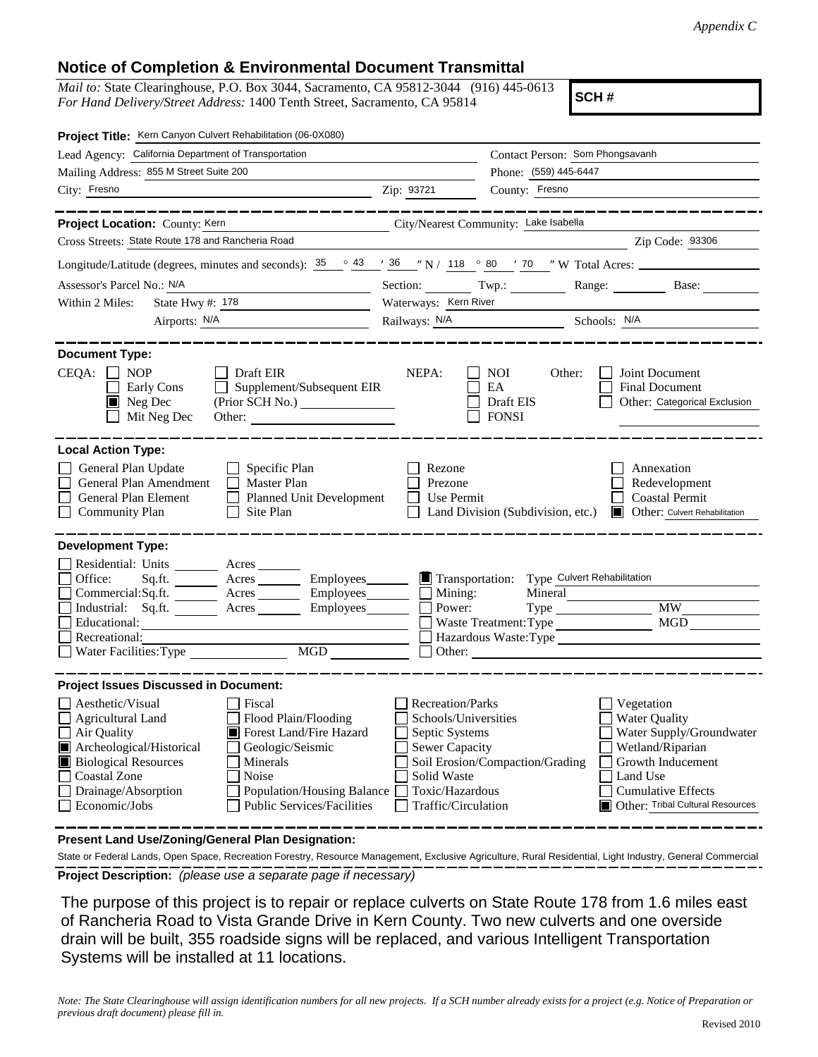*Appendix C*

## Notice of Completion & Environmental Document Transmittal

*Mail to:* State Clearinghouse, P.O. Box 3044, Sacramento, CA 95812-3044 (916) 445-0613
*For Hand Delivery/Street Address:* 1400 Tenth Street, Sacramento, CA 95814

**SCH #**

**Project Title:** Kern Canyon Culvert Rehabilitation (06-0X080)

Lead Agency: California Department of Transportation
Contact Person: Som Phongsavanh
Mailing Address: 855 M Street Suite 200
Phone: (559) 445-6447
City: Fresno Zip: 93721 County: Fresno

**Project Location:** County: Kern City/Nearest Community: Lake Isabella
Cross Streets: State Route 178 and Rancheria Road Zip Code: 93306
Longitude/Latitude (degrees, minutes and seconds): 35 ° 43 ′ 36 ″ N / 118 ° 80 ′ 70 ″ W Total Acres:
Assessor's Parcel No.: N/A Section: Twp.: Range: Base:
Within 2 Miles: State Hwy #: 178 Waterways: Kern River
Airports: N/A Railways: N/A Schools: N/A

**Document Type:**

CEQA:
- [ ] NOP
- [ ] Early Cons
- [x] Neg Dec
- [ ] Mit Neg Dec
- [ ] Draft EIR
- [ ] Supplement/Subsequent EIR (Prior SCH No.)
- Other:

NEPA:
- [ ] NOI
- [ ] EA
- [ ] Draft EIS
- [ ] FONSI

Other:
- [ ] Joint Document
- [ ] Final Document
- [ ] Other: Categorical Exclusion

**Local Action Type:**
- [ ] General Plan Update
- [ ] General Plan Amendment
- [ ] General Plan Element
- [ ] Community Plan
- [ ] Specific Plan
- [ ] Master Plan
- [ ] Planned Unit Development
- [ ] Site Plan
- [ ] Rezone
- [ ] Prezone
- [ ] Use Permit
- [ ] Land Division (Subdivision, etc.)
- [ ] Annexation
- [ ] Redevelopment
- [ ] Coastal Permit
- [x] Other: Culvert Rehabilitation

**Development Type:**
- [ ] Residential: Units Acres
- [ ] Office: Sq.ft. Acres Employees
- [ ] Commercial: Sq.ft. Acres Employees
- [ ] Industrial: Sq.ft. Acres Employees
- [ ] Educational:
- [ ] Recreational:
- [ ] Water Facilities: Type MGD
- [x] Transportation: Type Culvert Rehabilitation
- [ ] Mining: Mineral
- [ ] Power: Type MW
- [ ] Waste Treatment: Type MGD
- [ ] Hazardous Waste: Type
- [ ] Other:

**Project Issues Discussed in Document:**
- [ ] Aesthetic/Visual
- [ ] Agricultural Land
- [ ] Air Quality
- [x] Archeological/Historical
- [x] Biological Resources
- [ ] Coastal Zone
- [ ] Drainage/Absorption
- [ ] Economic/Jobs
- [ ] Fiscal
- [ ] Flood Plain/Flooding
- [x] Forest Land/Fire Hazard
- [ ] Geologic/Seismic
- [ ] Minerals
- [ ] Noise
- [ ] Population/Housing Balance
- [ ] Public Services/Facilities
- [ ] Recreation/Parks
- [ ] Schools/Universities
- [ ] Septic Systems
- [ ] Sewer Capacity
- [ ] Soil Erosion/Compaction/Grading
- [ ] Solid Waste
- [ ] Toxic/Hazardous
- [ ] Traffic/Circulation
- [ ] Vegetation
- [ ] Water Quality
- [ ] Water Supply/Groundwater
- [ ] Wetland/Riparian
- [ ] Growth Inducement
- [ ] Land Use
- [ ] Cumulative Effects
- [x] Other: Tribal Cultural Resources

**Present Land Use/Zoning/General Plan Designation:**

State or Federal Lands, Open Space, Recreation Forestry, Resource Management, Exclusive Agriculture, Rural Residential, Light Industry, General Commercial

**Project Description:** *(please use a separate page if necessary)*

The purpose of this project is to repair or replace culverts on State Route 178 from 1.6 miles east of Rancheria Road to Vista Grande Drive in Kern County. Two new culverts and one overside drain will be built, 355 roadside signs will be replaced, and various Intelligent Transportation Systems will be installed at 11 locations.

*Note: The State Clearinghouse will assign identification numbers for all new projects. If a SCH number already exists for a project (e.g. Notice of Preparation or previous draft document) please fill in.*

Revised 2010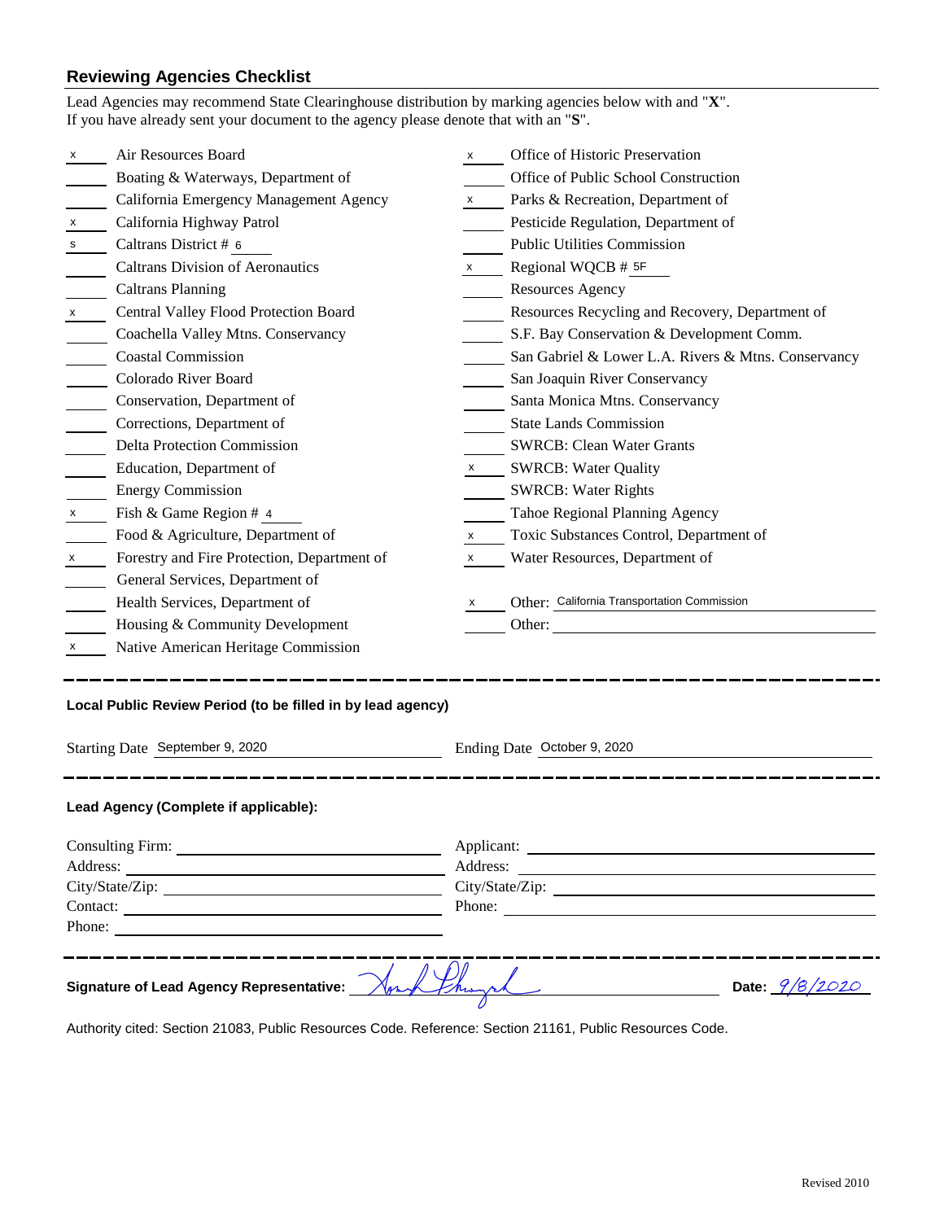## Reviewing Agencies Checklist

Lead Agencies may recommend State Clearinghouse distribution by marking agencies below with and "**X**". If you have already sent your document to the agency please denote that with an "**S**".

| | | | |
|---|---|---|---|
| x | Air Resources Board | x | Office of Historic Preservation |
| | Boating & Waterways, Department of | | Office of Public School Construction |
| | California Emergency Management Agency | x | Parks & Recreation, Department of |
| x | California Highway Patrol | | Pesticide Regulation, Department of |
| s | Caltrans District # 6 | | Public Utilities Commission |
| | Caltrans Division of Aeronautics | x | Regional WQCB # 5F |
| | Caltrans Planning | | Resources Agency |
| x | Central Valley Flood Protection Board | | Resources Recycling and Recovery, Department of |
| | Coachella Valley Mtns. Conservancy | | S.F. Bay Conservation & Development Comm. |
| | Coastal Commission | | San Gabriel & Lower L.A. Rivers & Mtns. Conservancy |
| | Colorado River Board | | San Joaquin River Conservancy |
| | Conservation, Department of | | Santa Monica Mtns. Conservancy |
| | Corrections, Department of | | State Lands Commission |
| | Delta Protection Commission | | SWRCB: Clean Water Grants |
| | Education, Department of | x | SWRCB: Water Quality |
| | Energy Commission | | SWRCB: Water Rights |
| x | Fish & Game Region # 4 | | Tahoe Regional Planning Agency |
| | Food & Agriculture, Department of | x | Toxic Substances Control, Department of |
| x | Forestry and Fire Protection, Department of | x | Water Resources, Department of |
| | General Services, Department of | | |
| | Health Services, Department of | x | Other: California Transportation Commission |
| | Housing & Community Development | | Other: |
| x | Native American Heritage Commission | | |

**Local Public Review Period (to be filled in by lead agency)**

Starting Date September 9, 2020    Ending Date October 9, 2020

**Lead Agency (Complete if applicable):**

Consulting Firm:
Address:
City/State/Zip:
Contact:
Phone:

Applicant:
Address:
City/State/Zip:
Phone:

**Signature of Lead Agency Representative:** [signature]    **Date:** 9/8/2020

Authority cited: Section 21083, Public Resources Code. Reference: Section 21161, Public Resources Code.

Revised 2010